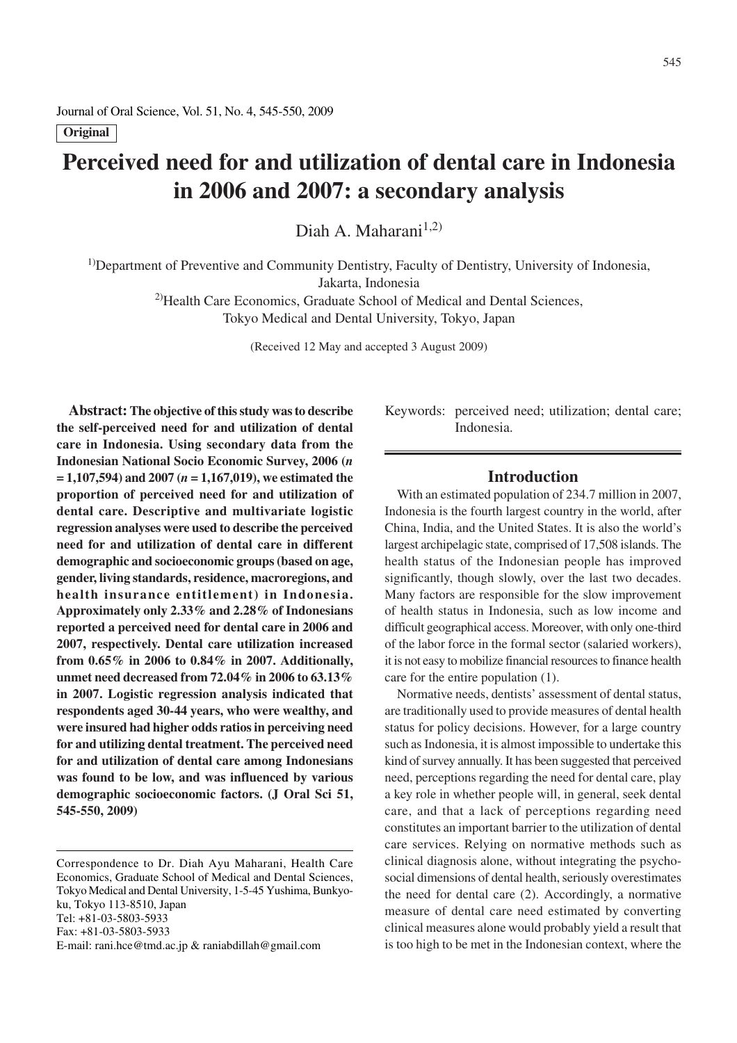**Original**

# Perceived need for and utilization of dental care in Indonesia in 2006 and 2007: a secondary analysis

Diah A. Maharani[1,2)]

[1)]Department of Preventive and Community Dentistry, Faculty of Dentistry, University of Indonesia, Jakarta, Indonesia

[2)]Health Care Economics, Graduate School of Medical and Dental Sciences, Tokyo Medical and Dental University, Tokyo, Japan

(Received 12 May and accepted 3 August 2009)

**Abstract: The objective of this study was to describe the self-perceived need for and utilization of dental care in Indonesia. Using secondary data from the Indonesian National Socio Economic Survey, 2006 (*n* = 1,107,594) and 2007 (*n* = 1,167,019), we estimated the proportion of perceived need for and utilization of dental care. Descriptive and multivariate logistic regression analyses were used to describe the perceived need for and utilization of dental care in different demographic and socioeconomic groups (based on age, gender, living standards, residence, macroregions, and health insurance entitlement) in Indonesia. Approximately only 2.33% and 2.28% of Indonesians reported a perceived need for dental care in 2006 and 2007, respectively. Dental care utilization increased from 0.65% in 2006 to 0.84% in 2007. Additionally, unmet need decreased from 72.04% in 2006 to 63.13% in 2007. Logistic regression analysis indicated that respondents aged 30-44 years, who were wealthy, and were insured had higher odds ratios in perceiving need for and utilizing dental treatment. The perceived need for and utilization of dental care among Indonesians was found to be low, and was influenced by various demographic socioeconomic factors. (J Oral Sci 51, 545-550, 2009)**

Correspondence to Dr. Diah Ayu Maharani, Health Care Economics, Graduate School of Medical and Dental Sciences, Tokyo Medical and Dental University, 1-5-45 Yushima, Bunkyo-ku, Tokyo 113-8510, Japan
Tel: +81-03-5803-5933
Fax: +81-03-5803-5933
E-mail: rani.hce@tmd.ac.jp & raniabdillah@gmail.com

Keywords: perceived need; utilization; dental care; Indonesia.

## Introduction

With an estimated population of 234.7 million in 2007, Indonesia is the fourth largest country in the world, after China, India, and the United States. It is also the world's largest archipelagic state, comprised of 17,508 islands. The health status of the Indonesian people has improved significantly, though slowly, over the last two decades. Many factors are responsible for the slow improvement of health status in Indonesia, such as low income and difficult geographical access. Moreover, with only one-third of the labor force in the formal sector (salaried workers), it is not easy to mobilize financial resources to finance health care for the entire population (1).

Normative needs, dentists' assessment of dental status, are traditionally used to provide measures of dental health status for policy decisions. However, for a large country such as Indonesia, it is almost impossible to undertake this kind of survey annually. It has been suggested that perceived need, perceptions regarding the need for dental care, play a key role in whether people will, in general, seek dental care, and that a lack of perceptions regarding need constitutes an important barrier to the utilization of dental care services. Relying on normative methods such as clinical diagnosis alone, without integrating the psycho-social dimensions of dental health, seriously overestimates the need for dental care (2). Accordingly, a normative measure of dental care need estimated by converting clinical measures alone would probably yield a result that is too high to be met in the Indonesian context, where the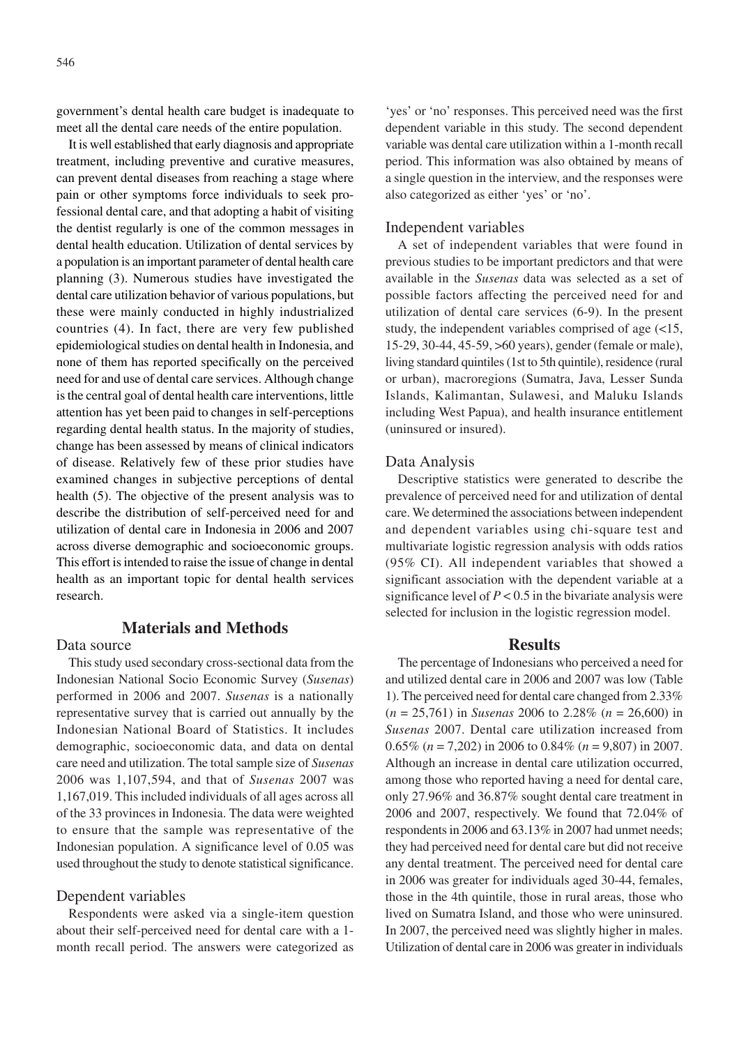government's dental health care budget is inadequate to meet all the dental care needs of the entire population.

It is well established that early diagnosis and appropriate treatment, including preventive and curative measures, can prevent dental diseases from reaching a stage where pain or other symptoms force individuals to seek professional dental care, and that adopting a habit of visiting the dentist regularly is one of the common messages in dental health education. Utilization of dental services by a population is an important parameter of dental health care planning (3). Numerous studies have investigated the dental care utilization behavior of various populations, but these were mainly conducted in highly industrialized countries (4). In fact, there are very few published epidemiological studies on dental health in Indonesia, and none of them has reported specifically on the perceived need for and use of dental care services. Although change is the central goal of dental health care interventions, little attention has yet been paid to changes in self-perceptions regarding dental health status. In the majority of studies, change has been assessed by means of clinical indicators of disease. Relatively few of these prior studies have examined changes in subjective perceptions of dental health (5). The objective of the present analysis was to describe the distribution of self-perceived need for and utilization of dental care in Indonesia in 2006 and 2007 across diverse demographic and socioeconomic groups. This effort is intended to raise the issue of change in dental health as an important topic for dental health services research.

## Materials and Methods

### Data source

This study used secondary cross-sectional data from the Indonesian National Socio Economic Survey (*Susenas*) performed in 2006 and 2007. *Susenas* is a nationally representative survey that is carried out annually by the Indonesian National Board of Statistics. It includes demographic, socioeconomic data, and data on dental care need and utilization. The total sample size of *Susenas* 2006 was 1,107,594, and that of *Susenas* 2007 was 1,167,019. This included individuals of all ages across all of the 33 provinces in Indonesia. The data were weighted to ensure that the sample was representative of the Indonesian population. A significance level of 0.05 was used throughout the study to denote statistical significance.

### Dependent variables

Respondents were asked via a single-item question about their self-perceived need for dental care with a 1-month recall period. The answers were categorized as 'yes' or 'no' responses. This perceived need was the first dependent variable in this study. The second dependent variable was dental care utilization within a 1-month recall period. This information was also obtained by means of a single question in the interview, and the responses were also categorized as either 'yes' or 'no'.

### Independent variables

A set of independent variables that were found in previous studies to be important predictors and that were available in the *Susenas* data was selected as a set of possible factors affecting the perceived need for and utilization of dental care services (6-9). In the present study, the independent variables comprised of age (<15, 15-29, 30-44, 45-59, >60 years), gender (female or male), living standard quintiles (1st to 5th quintile), residence (rural or urban), macroregions (Sumatra, Java, Lesser Sunda Islands, Kalimantan, Sulawesi, and Maluku Islands including West Papua), and health insurance entitlement (uninsured or insured).

### Data Analysis

Descriptive statistics were generated to describe the prevalence of perceived need for and utilization of dental care. We determined the associations between independent and dependent variables using chi-square test and multivariate logistic regression analysis with odds ratios (95% CI). All independent variables that showed a significant association with the dependent variable at a significance level of $P < 0.5$ in the bivariate analysis were selected for inclusion in the logistic regression model.

## Results

The percentage of Indonesians who perceived a need for and utilized dental care in 2006 and 2007 was low (Table 1). The perceived need for dental care changed from 2.33% ($n$ = 25,761) in *Susenas* 2006 to 2.28% ($n$ = 26,600) in *Susenas* 2007. Dental care utilization increased from 0.65% ($n$ = 7,202) in 2006 to 0.84% ($n$ = 9,807) in 2007. Although an increase in dental care utilization occurred, among those who reported having a need for dental care, only 27.96% and 36.87% sought dental care treatment in 2006 and 2007, respectively. We found that 72.04% of respondents in 2006 and 63.13% in 2007 had unmet needs; they had perceived need for dental care but did not receive any dental treatment. The perceived need for dental care in 2006 was greater for individuals aged 30-44, females, those in the 4th quintile, those in rural areas, those who lived on Sumatra Island, and those who were uninsured. In 2007, the perceived need was slightly higher in males. Utilization of dental care in 2006 was greater in individuals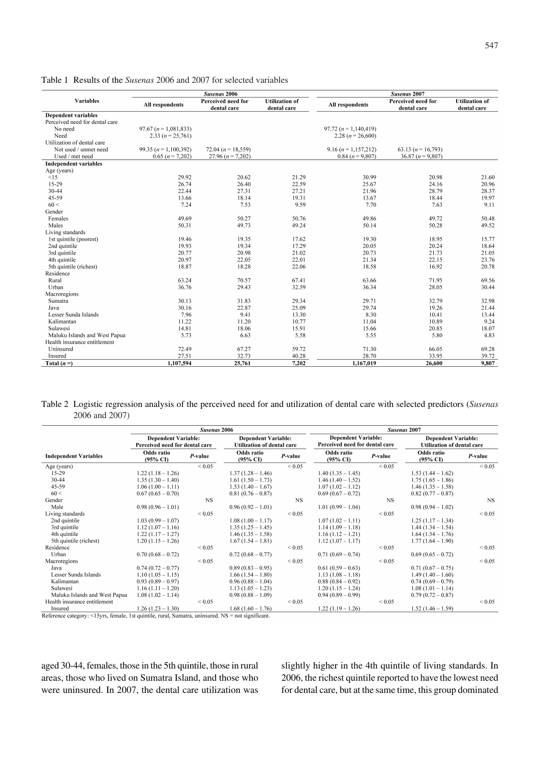Table 1 Results of the *Susenas* 2006 and 2007 for selected variables

| Variables | *Susenas* 2006 | | | *Susenas* 2007 | | |
|---|---|---|---|---|---|---|
| | All respondents | Perceived need for dental care | Utilization of dental care | All respondents | Perceived need for dental care | Utilization of dental care |
| **Dependent variables** | | | | | | |
| Perceived need for dental care | | | | | | |
| No need | 97.67 (*n* = 1,081,833) | | | 97.72 (*n* = 1,140,419) | | |
| Need | 2.33 (*n* = 25,761) | | | 2.28 (*n* = 26,600) | | |
| Utilization of dental care | | | | | | |
| Not used / unmet need | 99.35 (*n* = 1,100,392) | 72.04 (*n* = 18,559) | | 9.16 (*n* = 1,157,212) | 63.13 (*n* = 16,793) | |
| Used / met need | 0.65 (*n* = 7,202) | 27.96 (*n* = 7,202) | | 0.84 (*n* = 9,807) | 36.87 (*n* = 9,807) | |
| **Independent variables** | | | | | | |
| Age (years) | | | | | | |
| <15 | 29.92 | 20.62 | 21.29 | 30.99 | 20.98 | 21.60 |
| 15-29 | 26.74 | 26.40 | 22.59 | 25.67 | 24.16 | 20.96 |
| 30-44 | 22.44 | 27.31 | 27.21 | 21.96 | 28.79 | 28.37 |
| 45-59 | 13.66 | 18.14 | 19.31 | 13.67 | 18.44 | 19.97 |
| 60 < | 7.24 | 7.53 | 9.59 | 7.70 | 7.63 | 9.11 |
| Gender | | | | | | |
| Females | 49.69 | 50.27 | 50.76 | 49.86 | 49.72 | 50.48 |
| Males | 50.31 | 49.73 | 49.24 | 50.14 | 50.28 | 49.52 |
| Living standards | | | | | | |
| 1st quintile (poorest) | 19.46 | 19.35 | 17.62 | 19.30 | 18.95 | 15.77 |
| 2nd quintile | 19.93 | 19.34 | 17.29 | 20.05 | 20.24 | 18.64 |
| 3rd quintile | 20.77 | 20.98 | 21.02 | 20.73 | 21.73 | 21.05 |
| 4th quintile | 20.97 | 22.05 | 22.01 | 21.34 | 22.15 | 23.76 |
| 5th quintile (richest) | 18.87 | 18.28 | 22.06 | 18.58 | 16.92 | 20.78 |
| Residence | | | | | | |
| Rural | 63.24 | 70.57 | 67.41 | 63.66 | 71.95 | 69.56 |
| Urban | 36.76 | 29.43 | 32.59 | 36.34 | 28.05 | 30.44 |
| Macroregions | | | | | | |
| Sumatra | 30.13 | 31.83 | 29.34 | 29.71 | 32.79 | 32.98 |
| Java | 30.16 | 22.87 | 25.09 | 29.74 | 19.26 | 21.44 |
| Lesser Sunda Islands | 7.96 | 9.41 | 13.30 | 8.30 | 10.41 | 13.44 |
| Kalimantan | 11.22 | 11.20 | 10.77 | 11.04 | 10.89 | 9.24 |
| Sulawesi | 14.81 | 18.06 | 15.91 | 15.66 | 20.85 | 18.07 |
| Maluku Islands and West Papua | 5.73 | 6.63 | 5.58 | 5.55 | 5.80 | 4.83 |
| Health insurance entitlement | | | | | | |
| Uninsured | 72.49 | 67.27 | 59.72 | 71.30 | 66.05 | 69.28 |
| Insured | 27.51 | 32.73 | 40.28 | 28.70 | 33.95 | 39.72 |
| **Total (*n* =)** | **1,107,594** | **25,761** | **7,202** | **1,167,019** | **26,600** | **9,807** |

Table 2 Logistic regression analysis of the perceived need for and utilization of dental care with selected predictors (*Susenas* 2006 and 2007)

| Independent Variables | *Susenas* 2006 | | | | *Susenas* 2007 | | | |
|---|---|---|---|---|---|---|---|---|
| | Dependent Variable: Perceived need for dental care | | Dependent Variable: Utilization of dental care | | Dependent Variable: Perceived need for dental care | | Dependent Variable: Utilization of dental care | |
| | Odds ratio (95% CI) | *P*-value | Odds ratio (95% CI) | *P*-value | Odds ratio (95% CI) | *P*-value | Odds ratio (95% CI) | *P*-value |
| Age (years) | | < 0.05 | | < 0.05 | | < 0.05 | | < 0.05 |
| 15-29 | 1.22 (1.18 – 1.26) | | 1.37 (1.28 – 1.46) | | 1.40 (1.35 – 1.45) | | 1.53 (1.44 – 1.62) | |
| 30-44 | 1.35 (1.30 – 1.40) | | 1.61 (1.50 – 1.73) | | 1.46 (1.40 – 1.52) | | 1.75 (1.65 – 1.86) | |
| 45-59 | 1.06 (1.00 – 1.11) | | 1.53 (1.40 – 1.67) | | 1.07 (1.02 – 1.12) | | 1.46 (1.35 – 1.58) | |
| 60 < | 0.67 (0.65 – 0.70) | | 0.81 (0.76 – 0.87) | | 0.69 (0.67 – 0.72) | | 0.82 (0.77 – 0.87) | |
| Gender | | NS | | NS | | NS | | NS |
| Male | 0.98 (0.96 – 1.01) | | 0.96 (0.92 – 1.01) | | 1.01 (0.99 – 1.04) | | 0.98 (0.94 – 1.02) | |
| Living standards | | < 0.05 | | < 0.05 | | < 0.05 | | < 0.05 |
| 2nd quintile | 1.03 (0.99 – 1.07) | | 1.08 (1.00 – 1.17) | | 1.07 (1.02 – 1.11) | | 1.25 (1.17 – 1.34) | |
| 3rd quintile | 1.12 (1.07 – 1.16) | | 1.35 (1.25 – 1.45) | | 1.14 (1.09 – 1.18) | | 1.44 (1.34 – 1.54) | |
| 4th quintile | 1.22 (1.17 – 1.27) | | 1.46 (1.35 – 1.58) | | 1.16 (1.12 – 1.21) | | 1.64 (1.54 – 1.76) | |
| 5th quintile (richest) | 1.20 (1.15 – 1.26) | | 1.67 (1.54 – 1.81) | | 1.12 (1.07 – 1.17) | | 1.77 (1.64 – 1.90) | |
| Residence | | < 0.05 | | < 0.05 | | < 0.05 | | < 0.05 |
| Urban | 0.70 (0.68 – 0.72) | | 0.72 (0.68 – 0.77) | | 0.71 (0.69 – 0.74) | | 0.69 (0.65 – 0.72) | |
| Macroregions | | < 0.05 | | < 0.05 | | < 0.05 | | < 0.05 |
| Java | 0.74 (0.72 – 0.77) | | 0.89 (0.83 – 0.95) | | 0.61 (0.59 – 0.63) | | 0.71 (0.67 – 0.75) | |
| Lesser Sunda Islands | 1.10 (1.05 – 1.15) | | 1.66 (1.54 – 1.80) | | 1.13 (1.08 – 1.18) | | 1.49 (1.40 – 1.60) | |
| Kalimantan | 0.93 (0.89 – 0.97) | | 0.96 (0.88 – 1.04) | | 0.88 (0.84 – 0.92) | | 0.74 (0.69 – 0.79) | |
| Sulawesi | 1.16 (1.11 – 1.20) | | 1.13 (1.05 – 1.23) | | 1.20 (1.15 – 1.24) | | 1.08 (1.01 – 1.14) | |
| Maluku Islands and West Papua | 1.08 (1.02 – 1.14) | | 0.98 (0.88 – 1.09) | | 0.94 (0.89 – 0.99) | | 0.79 (0.72 – 0.87) | |
| Health insurance entitlement | | < 0.05 | | < 0.05 | | < 0.05 | | < 0.05 |
| Insured | 1.26 (1.23 – 1.30) | | 1.68 (1.60 – 1.76) | | 1.22 (1.19 – 1.26) | | 1.52 (1.46 – 1.59) | |

Reference category: <15yrs, female, 1st quintile, rural, Sumatra, uninsured. NS = not significant.

aged 30-44, females, those in the 5th quintile, those in rural areas, those who lived on Sumatra Island, and those who were uninsured. In 2007, the dental care utilization was slightly higher in the 4th quintile of living standards. In 2006, the richest quintile reported to have the lowest need for dental care, but at the same time, this group dominated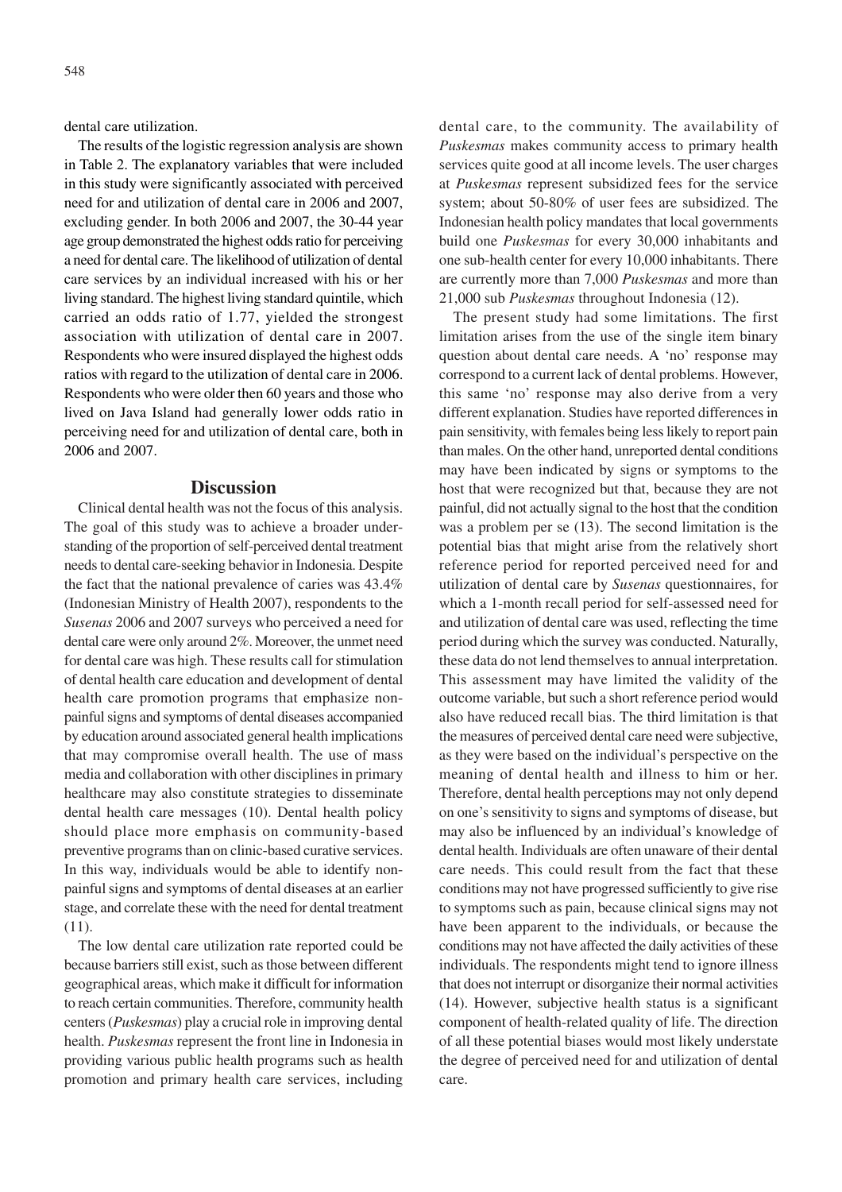dental care utilization.

The results of the logistic regression analysis are shown in Table 2. The explanatory variables that were included in this study were significantly associated with perceived need for and utilization of dental care in 2006 and 2007, excluding gender. In both 2006 and 2007, the 30-44 year age group demonstrated the highest odds ratio for perceiving a need for dental care. The likelihood of utilization of dental care services by an individual increased with his or her living standard. The highest living standard quintile, which carried an odds ratio of 1.77, yielded the strongest association with utilization of dental care in 2007. Respondents who were insured displayed the highest odds ratios with regard to the utilization of dental care in 2006. Respondents who were older then 60 years and those who lived on Java Island had generally lower odds ratio in perceiving need for and utilization of dental care, both in 2006 and 2007.

## Discussion

Clinical dental health was not the focus of this analysis. The goal of this study was to achieve a broader understanding of the proportion of self-perceived dental treatment needs to dental care-seeking behavior in Indonesia. Despite the fact that the national prevalence of caries was 43.4% (Indonesian Ministry of Health 2007), respondents to the *Susenas* 2006 and 2007 surveys who perceived a need for dental care were only around 2%. Moreover, the unmet need for dental care was high. These results call for stimulation of dental health care education and development of dental health care promotion programs that emphasize non-painful signs and symptoms of dental diseases accompanied by education around associated general health implications that may compromise overall health. The use of mass media and collaboration with other disciplines in primary healthcare may also constitute strategies to disseminate dental health care messages (10). Dental health policy should place more emphasis on community-based preventive programs than on clinic-based curative services. In this way, individuals would be able to identify non-painful signs and symptoms of dental diseases at an earlier stage, and correlate these with the need for dental treatment (11).

The low dental care utilization rate reported could be because barriers still exist, such as those between different geographical areas, which make it difficult for information to reach certain communities. Therefore, community health centers (*Puskesmas*) play a crucial role in improving dental health. *Puskesmas* represent the front line in Indonesia in providing various public health programs such as health promotion and primary health care services, including dental care, to the community. The availability of *Puskesmas* makes community access to primary health services quite good at all income levels. The user charges at *Puskesmas* represent subsidized fees for the service system; about 50-80% of user fees are subsidized. The Indonesian health policy mandates that local governments build one *Puskesmas* for every 30,000 inhabitants and one sub-health center for every 10,000 inhabitants. There are currently more than 7,000 *Puskesmas* and more than 21,000 sub *Puskesmas* throughout Indonesia (12).

The present study had some limitations. The first limitation arises from the use of the single item binary question about dental care needs. A 'no' response may correspond to a current lack of dental problems. However, this same 'no' response may also derive from a very different explanation. Studies have reported differences in pain sensitivity, with females being less likely to report pain than males. On the other hand, unreported dental conditions may have been indicated by signs or symptoms to the host that were recognized but that, because they are not painful, did not actually signal to the host that the condition was a problem per se (13). The second limitation is the potential bias that might arise from the relatively short reference period for reported perceived need for and utilization of dental care by *Susenas* questionnaires, for which a 1-month recall period for self-assessed need for and utilization of dental care was used, reflecting the time period during which the survey was conducted. Naturally, these data do not lend themselves to annual interpretation. This assessment may have limited the validity of the outcome variable, but such a short reference period would also have reduced recall bias. The third limitation is that the measures of perceived dental care need were subjective, as they were based on the individual's perspective on the meaning of dental health and illness to him or her. Therefore, dental health perceptions may not only depend on one's sensitivity to signs and symptoms of disease, but may also be influenced by an individual's knowledge of dental health. Individuals are often unaware of their dental care needs. This could result from the fact that these conditions may not have progressed sufficiently to give rise to symptoms such as pain, because clinical signs may not have been apparent to the individuals, or because the conditions may not have affected the daily activities of these individuals. The respondents might tend to ignore illness that does not interrupt or disorganize their normal activities (14). However, subjective health status is a significant component of health-related quality of life. The direction of all these potential biases would most likely understate the degree of perceived need for and utilization of dental care.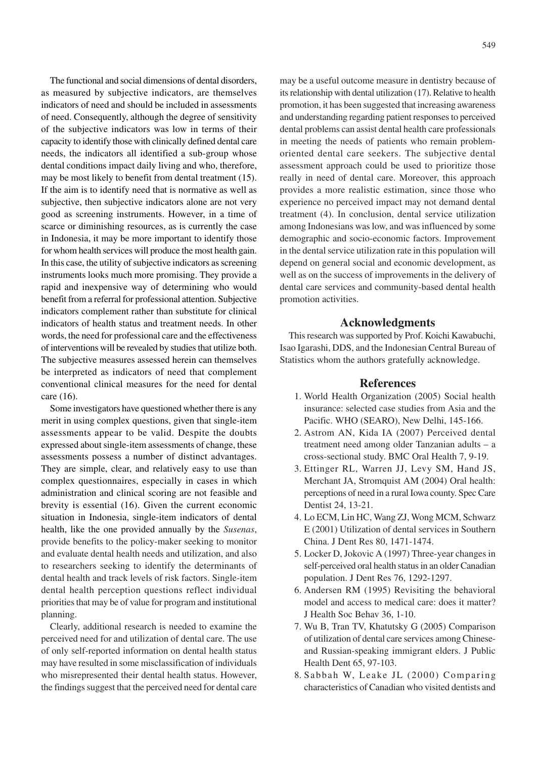The functional and social dimensions of dental disorders, as measured by subjective indicators, are themselves indicators of need and should be included in assessments of need. Consequently, although the degree of sensitivity of the subjective indicators was low in terms of their capacity to identify those with clinically defined dental care needs, the indicators all identified a sub-group whose dental conditions impact daily living and who, therefore, may be most likely to benefit from dental treatment (15). If the aim is to identify need that is normative as well as subjective, then subjective indicators alone are not very good as screening instruments. However, in a time of scarce or diminishing resources, as is currently the case in Indonesia, it may be more important to identify those for whom health services will produce the most health gain. In this case, the utility of subjective indicators as screening instruments looks much more promising. They provide a rapid and inexpensive way of determining who would benefit from a referral for professional attention. Subjective indicators complement rather than substitute for clinical indicators of health status and treatment needs. In other words, the need for professional care and the effectiveness of interventions will be revealed by studies that utilize both. The subjective measures assessed herein can themselves be interpreted as indicators of need that complement conventional clinical measures for the need for dental care (16).

Some investigators have questioned whether there is any merit in using complex questions, given that single-item assessments appear to be valid. Despite the doubts expressed about single-item assessments of change, these assessments possess a number of distinct advantages. They are simple, clear, and relatively easy to use than complex questionnaires, especially in cases in which administration and clinical scoring are not feasible and brevity is essential (16). Given the current economic situation in Indonesia, single-item indicators of dental health, like the one provided annually by the *Susenas*, provide benefits to the policy-maker seeking to monitor and evaluate dental health needs and utilization, and also to researchers seeking to identify the determinants of dental health and track levels of risk factors. Single-item dental health perception questions reflect individual priorities that may be of value for program and institutional planning.

Clearly, additional research is needed to examine the perceived need for and utilization of dental care. The use of only self-reported information on dental health status may have resulted in some misclassification of individuals who misrepresented their dental health status. However, the findings suggest that the perceived need for dental care may be a useful outcome measure in dentistry because of its relationship with dental utilization (17). Relative to health promotion, it has been suggested that increasing awareness and understanding regarding patient responses to perceived dental problems can assist dental health care professionals in meeting the needs of patients who remain problem-oriented dental care seekers. The subjective dental assessment approach could be used to prioritize those really in need of dental care. Moreover, this approach provides a more realistic estimation, since those who experience no perceived impact may not demand dental treatment (4). In conclusion, dental service utilization among Indonesians was low, and was influenced by some demographic and socio-economic factors. Improvement in the dental service utilization rate in this population will depend on general social and economic development, as well as on the success of improvements in the delivery of dental care services and community-based dental health promotion activities.

## Acknowledgments

This research was supported by Prof. Koichi Kawabuchi, Isao Igarashi, DDS, and the Indonesian Central Bureau of Statistics whom the authors gratefully acknowledge.

## References

1. World Health Organization (2005) Social health insurance: selected case studies from Asia and the Pacific. WHO (SEARO), New Delhi, 145-166.
2. Astrom AN, Kida IA (2007) Perceived dental treatment need among older Tanzanian adults – a cross-sectional study. BMC Oral Health 7, 9-19.
3. Ettinger RL, Warren JJ, Levy SM, Hand JS, Merchant JA, Stromquist AM (2004) Oral health: perceptions of need in a rural Iowa county. Spec Care Dentist 24, 13-21.
4. Lo ECM, Lin HC, Wang ZJ, Wong MCM, Schwarz E (2001) Utilization of dental services in Southern China. J Dent Res 80, 1471-1474.
5. Locker D, Jokovic A (1997) Three-year changes in self-perceived oral health status in an older Canadian population. J Dent Res 76, 1292-1297.
6. Andersen RM (1995) Revisiting the behavioral model and access to medical care: does it matter? J Health Soc Behav 36, 1-10.
7. Wu B, Tran TV, Khatutsky G (2005) Comparison of utilization of dental care services among Chinese- and Russian-speaking immigrant elders. J Public Health Dent 65, 97-103.
8. Sabbah W, Leake JL (2000) Comparing characteristics of Canadian who visited dentists and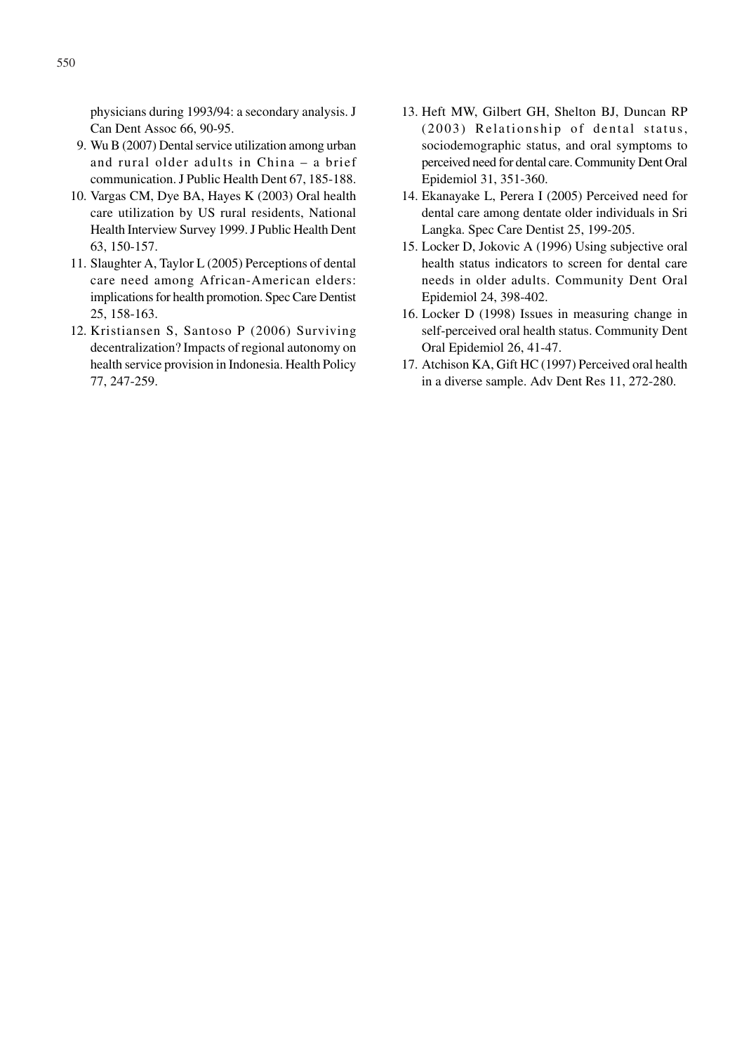physicians during 1993/94: a secondary analysis. J Can Dent Assoc 66, 90-95.

9. Wu B (2007) Dental service utilization among urban and rural older adults in China – a brief communication. J Public Health Dent 67, 185-188.
10. Vargas CM, Dye BA, Hayes K (2003) Oral health care utilization by US rural residents, National Health Interview Survey 1999. J Public Health Dent 63, 150-157.
11. Slaughter A, Taylor L (2005) Perceptions of dental care need among African-American elders: implications for health promotion. Spec Care Dentist 25, 158-163.
12. Kristiansen S, Santoso P (2006) Surviving decentralization? Impacts of regional autonomy on health service provision in Indonesia. Health Policy 77, 247-259.
13. Heft MW, Gilbert GH, Shelton BJ, Duncan RP (2003) Relationship of dental status, sociodemographic status, and oral symptoms to perceived need for dental care. Community Dent Oral Epidemiol 31, 351-360.
14. Ekanayake L, Perera I (2005) Perceived need for dental care among dentate older individuals in Sri Langka. Spec Care Dentist 25, 199-205.
15. Locker D, Jokovic A (1996) Using subjective oral health status indicators to screen for dental care needs in older adults. Community Dent Oral Epidemiol 24, 398-402.
16. Locker D (1998) Issues in measuring change in self-perceived oral health status. Community Dent Oral Epidemiol 26, 41-47.
17. Atchison KA, Gift HC (1997) Perceived oral health in a diverse sample. Adv Dent Res 11, 272-280.